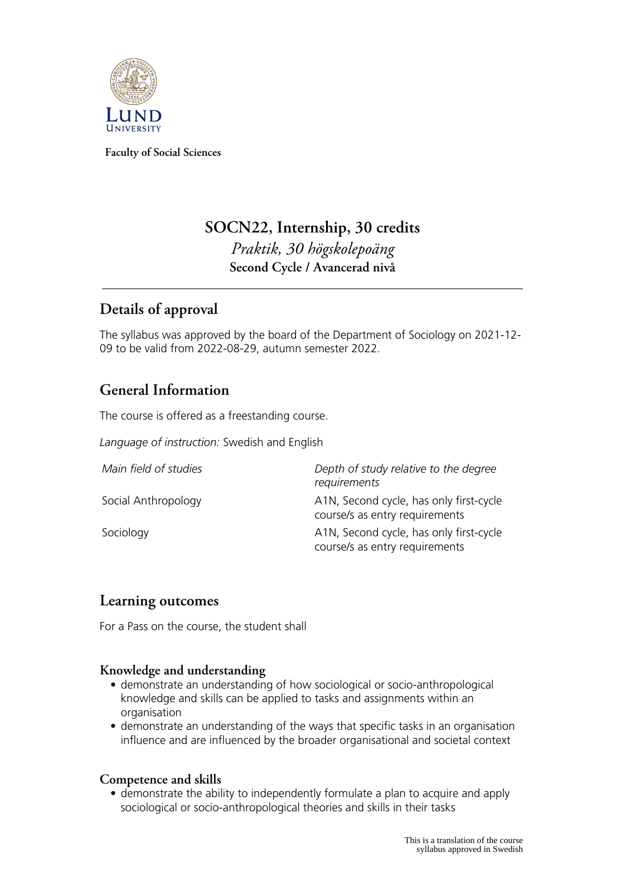Faculty of Social Sciences

# SOCN22, Internship, 30 credits

*Praktik, 30 högskolepoäng*

**Second Cycle / Avancerad nivå**

## Details of approval

The syllabus was approved by the board of the Department of Sociology on 2021-12-09 to be valid from 2022-08-29, autumn semester 2022.

## General Information

The course is offered as a freestanding course.

*Language of instruction:* Swedish and English

| *Main field of studies* | *Depth of study relative to the degree requirements* |
|---|---|
| Social Anthropology | A1N, Second cycle, has only first-cycle course/s as entry requirements |
| Sociology | A1N, Second cycle, has only first-cycle course/s as entry requirements |

## Learning outcomes

For a Pass on the course, the student shall

### Knowledge and understanding

- demonstrate an understanding of how sociological or socio-anthropological knowledge and skills can be applied to tasks and assignments within an organisation
- demonstrate an understanding of the ways that specific tasks in an organisation influence and are influenced by the broader organisational and societal context

### Competence and skills

- demonstrate the ability to independently formulate a plan to acquire and apply sociological or socio-anthropological theories and skills in their tasks

This is a translation of the course syllabus approved in Swedish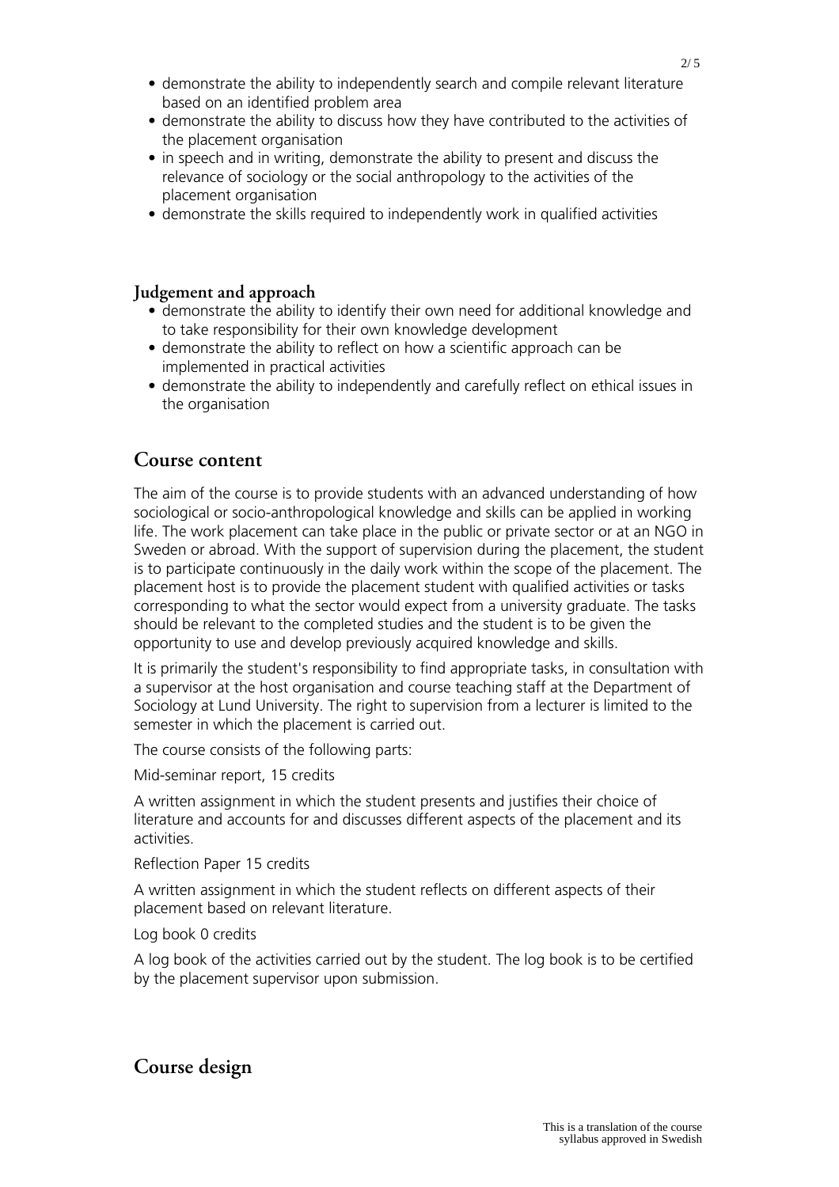- demonstrate the ability to independently search and compile relevant literature based on an identified problem area
- demonstrate the ability to discuss how they have contributed to the activities of the placement organisation
- in speech and in writing, demonstrate the ability to present and discuss the relevance of sociology or the social anthropology to the activities of the placement organisation
- demonstrate the skills required to independently work in qualified activities

### Judgement and approach

- demonstrate the ability to identify their own need for additional knowledge and to take responsibility for their own knowledge development
- demonstrate the ability to reflect on how a scientific approach can be implemented in practical activities
- demonstrate the ability to independently and carefully reflect on ethical issues in the organisation

## Course content

The aim of the course is to provide students with an advanced understanding of how sociological or socio-anthropological knowledge and skills can be applied in working life. The work placement can take place in the public or private sector or at an NGO in Sweden or abroad. With the support of supervision during the placement, the student is to participate continuously in the daily work within the scope of the placement. The placement host is to provide the placement student with qualified activities or tasks corresponding to what the sector would expect from a university graduate. The tasks should be relevant to the completed studies and the student is to be given the opportunity to use and develop previously acquired knowledge and skills.

It is primarily the student's responsibility to find appropriate tasks, in consultation with a supervisor at the host organisation and course teaching staff at the Department of Sociology at Lund University. The right to supervision from a lecturer is limited to the semester in which the placement is carried out.

The course consists of the following parts:

Mid-seminar report, 15 credits

A written assignment in which the student presents and justifies their choice of literature and accounts for and discusses different aspects of the placement and its activities.

Reflection Paper 15 credits

A written assignment in which the student reflects on different aspects of their placement based on relevant literature.

Log book 0 credits

A log book of the activities carried out by the student. The log book is to be certified by the placement supervisor upon submission.

## Course design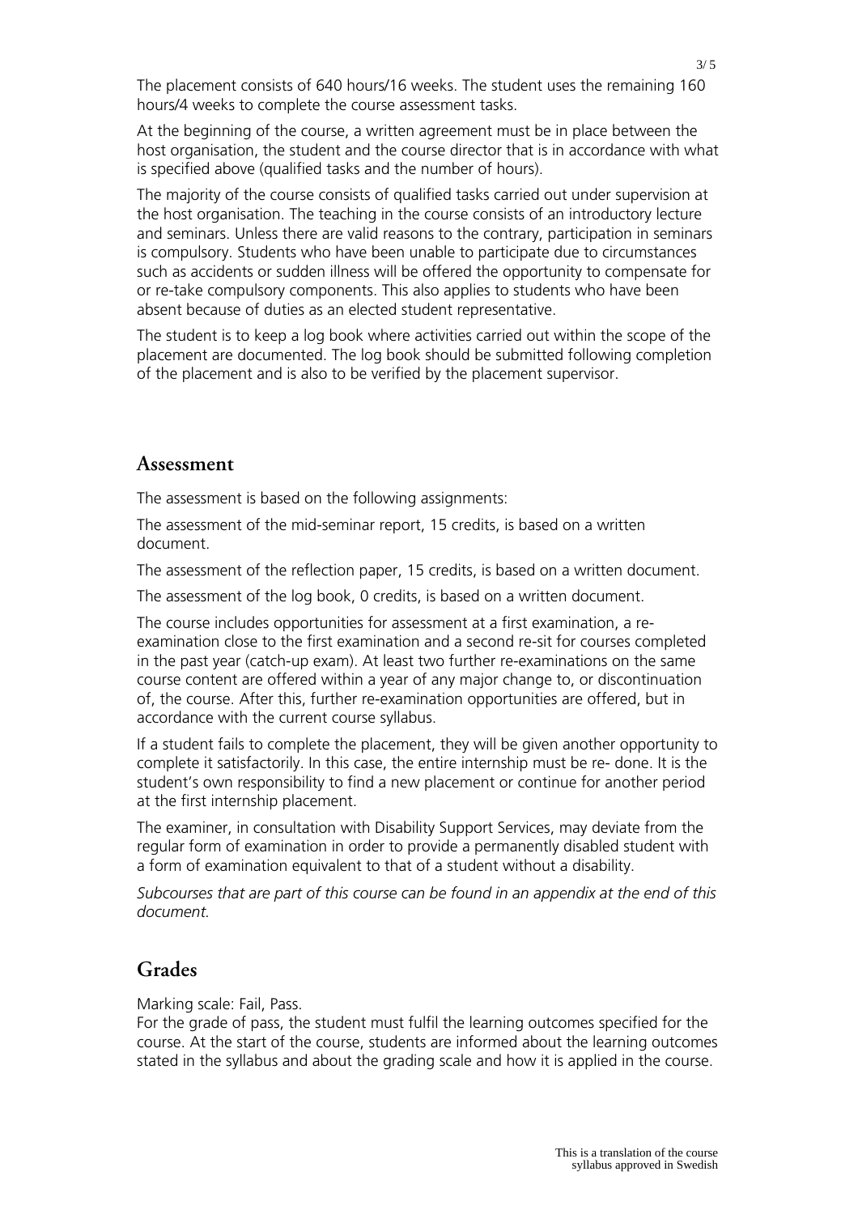The placement consists of 640 hours/16 weeks. The student uses the remaining 160 hours/4 weeks to complete the course assessment tasks.

At the beginning of the course, a written agreement must be in place between the host organisation, the student and the course director that is in accordance with what is specified above (qualified tasks and the number of hours).

The majority of the course consists of qualified tasks carried out under supervision at the host organisation. The teaching in the course consists of an introductory lecture and seminars. Unless there are valid reasons to the contrary, participation in seminars is compulsory. Students who have been unable to participate due to circumstances such as accidents or sudden illness will be offered the opportunity to compensate for or re-take compulsory components. This also applies to students who have been absent because of duties as an elected student representative.

The student is to keep a log book where activities carried out within the scope of the placement are documented. The log book should be submitted following completion of the placement and is also to be verified by the placement supervisor.

## Assessment

The assessment is based on the following assignments:

The assessment of the mid-seminar report, 15 credits, is based on a written document.

The assessment of the reflection paper, 15 credits, is based on a written document.

The assessment of the log book, 0 credits, is based on a written document.

The course includes opportunities for assessment at a first examination, a re-examination close to the first examination and a second re-sit for courses completed in the past year (catch-up exam). At least two further re-examinations on the same course content are offered within a year of any major change to, or discontinuation of, the course. After this, further re-examination opportunities are offered, but in accordance with the current course syllabus.

If a student fails to complete the placement, they will be given another opportunity to complete it satisfactorily. In this case, the entire internship must be re- done. It is the student's own responsibility to find a new placement or continue for another period at the first internship placement.

The examiner, in consultation with Disability Support Services, may deviate from the regular form of examination in order to provide a permanently disabled student with a form of examination equivalent to that of a student without a disability.

*Subcourses that are part of this course can be found in an appendix at the end of this document.*

## Grades

Marking scale: Fail, Pass.
For the grade of pass, the student must fulfil the learning outcomes specified for the course. At the start of the course, students are informed about the learning outcomes stated in the syllabus and about the grading scale and how it is applied in the course.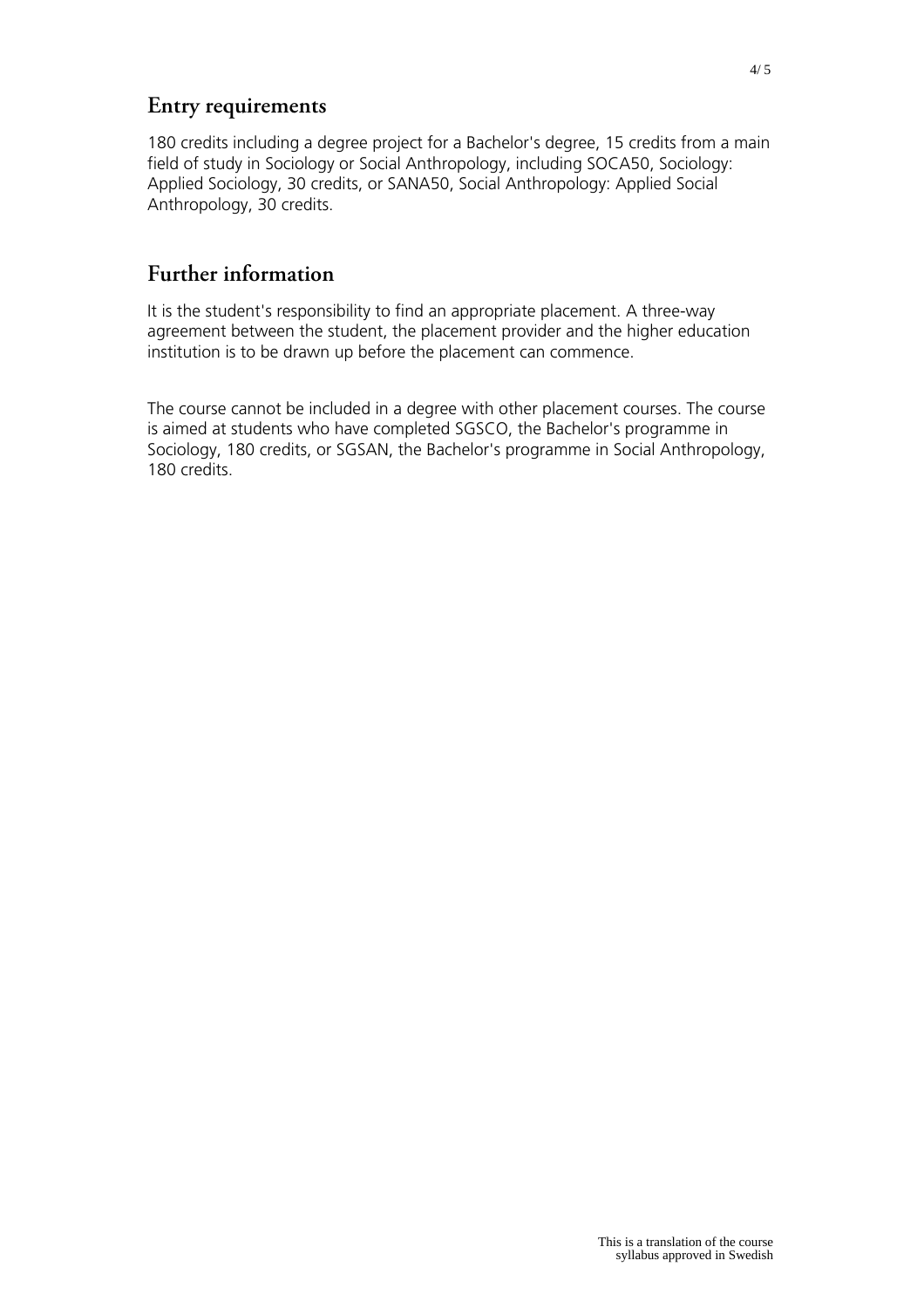## Entry requirements

180 credits including a degree project for a Bachelor's degree, 15 credits from a main field of study in Sociology or Social Anthropology, including SOCA50, Sociology: Applied Sociology, 30 credits, or SANA50, Social Anthropology: Applied Social Anthropology, 30 credits.

## Further information

It is the student's responsibility to find an appropriate placement. A three-way agreement between the student, the placement provider and the higher education institution is to be drawn up before the placement can commence.

The course cannot be included in a degree with other placement courses. The course is aimed at students who have completed SGSCO, the Bachelor's programme in Sociology, 180 credits, or SGSAN, the Bachelor's programme in Social Anthropology, 180 credits.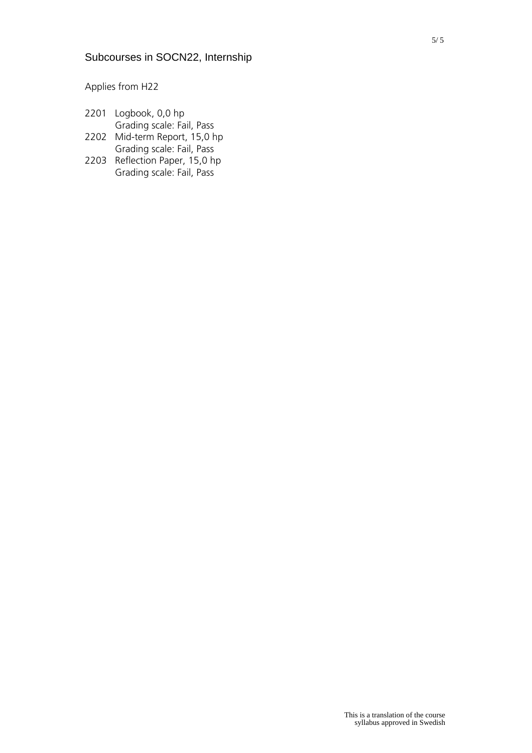## Subcourses in SOCN22, Internship

Applies from H22

2201 Logbook, 0,0 hp
Grading scale: Fail, Pass
2202 Mid-term Report, 15,0 hp
Grading scale: Fail, Pass
2203 Reflection Paper, 15,0 hp
Grading scale: Fail, Pass

This is a translation of the course syllabus approved in Swedish